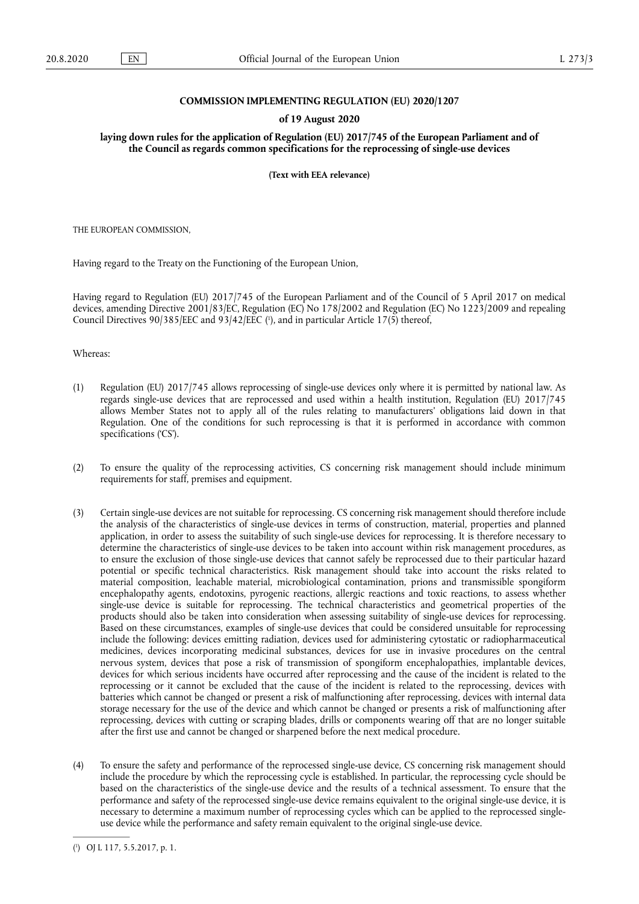**COMMISSION IMPLEMENTING REGULATION (EU) 2020/1207**

**of 19 August 2020**

**laying down rules for the application of Regulation (EU) 2017/745 of the European Parliament and of the Council as regards common specifications for the reprocessing of single-use devices**

**(Text with EEA relevance)**

THE EUROPEAN COMMISSION,

Having regard to the Treaty on the Functioning of the European Union,

Having regard to Regulation (EU) 2017/745 of the European Parliament and of the Council of 5 April 2017 on medical devices, amending Directive 2001/83/EC, Regulation (EC) No 178/2002 and Regulation (EC) No 1223/2009 and repealing Council Directives 90/385/EEC and 93/42/EEC [1], and in particular Article 17(5) thereof,

Whereas:

(1) Regulation (EU) 2017/745 allows reprocessing of single-use devices only where it is permitted by national law. As regards single-use devices that are reprocessed and used within a health institution, Regulation (EU) 2017/745 allows Member States not to apply all of the rules relating to manufacturers' obligations laid down in that Regulation. One of the conditions for such reprocessing is that it is performed in accordance with common specifications ('CS').

(2) To ensure the quality of the reprocessing activities, CS concerning risk management should include minimum requirements for staff, premises and equipment.

(3) Certain single-use devices are not suitable for reprocessing. CS concerning risk management should therefore include the analysis of the characteristics of single-use devices in terms of construction, material, properties and planned application, in order to assess the suitability of such single-use devices for reprocessing. It is therefore necessary to determine the characteristics of single-use devices to be taken into account within risk management procedures, as to ensure the exclusion of those single-use devices that cannot safely be reprocessed due to their particular hazard potential or specific technical characteristics. Risk management should take into account the risks related to material composition, leachable material, microbiological contamination, prions and transmissible spongiform encephalopathy agents, endotoxins, pyrogenic reactions, allergic reactions and toxic reactions, to assess whether single-use device is suitable for reprocessing. The technical characteristics and geometrical properties of the products should also be taken into consideration when assessing suitability of single-use devices for reprocessing. Based on these circumstances, examples of single-use devices that could be considered unsuitable for reprocessing include the following: devices emitting radiation, devices used for administering cytostatic or radiopharmaceutical medicines, devices incorporating medicinal substances, devices for use in invasive procedures on the central nervous system, devices that pose a risk of transmission of spongiform encephalopathies, implantable devices, devices for which serious incidents have occurred after reprocessing and the cause of the incident is related to the reprocessing or it cannot be excluded that the cause of the incident is related to the reprocessing, devices with batteries which cannot be changed or present a risk of malfunctioning after reprocessing, devices with internal data storage necessary for the use of the device and which cannot be changed or presents a risk of malfunctioning after reprocessing, devices with cutting or scraping blades, drills or components wearing off that are no longer suitable after the first use and cannot be changed or sharpened before the next medical procedure.

(4) To ensure the safety and performance of the reprocessed single-use device, CS concerning risk management should include the procedure by which the reprocessing cycle is established. In particular, the reprocessing cycle should be based on the characteristics of the single-use device and the results of a technical assessment. To ensure that the performance and safety of the reprocessed single-use device remains equivalent to the original single-use device, it is necessary to determine a maximum number of reprocessing cycles which can be applied to the reprocessed single-use device while the performance and safety remain equivalent to the original single-use device.

[1] OJ L 117, 5.5.2017, p. 1.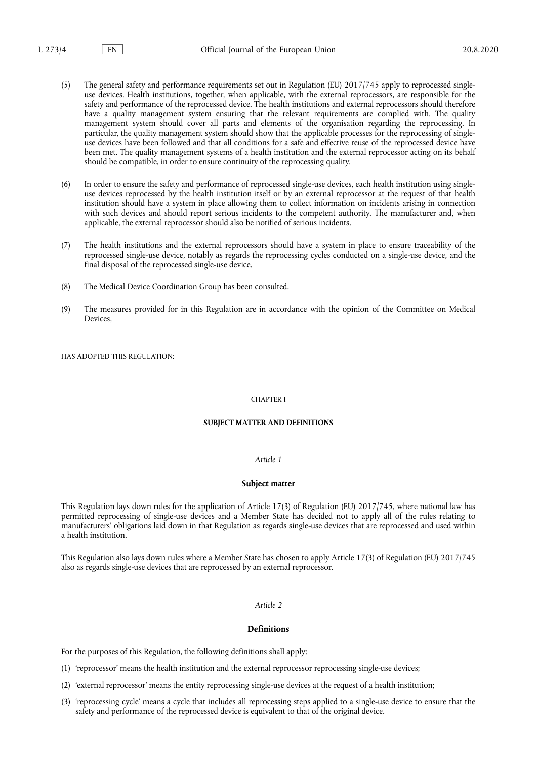(5) The general safety and performance requirements set out in Regulation (EU) 2017/745 apply to reprocessed single-use devices. Health institutions, together, when applicable, with the external reprocessors, are responsible for the safety and performance of the reprocessed device. The health institutions and external reprocessors should therefore have a quality management system ensuring that the relevant requirements are complied with. The quality management system should cover all parts and elements of the organisation regarding the reprocessing. In particular, the quality management system should show that the applicable processes for the reprocessing of single-use devices have been followed and that all conditions for a safe and effective reuse of the reprocessed device have been met. The quality management systems of a health institution and the external reprocessor acting on its behalf should be compatible, in order to ensure continuity of the reprocessing quality.

(6) In order to ensure the safety and performance of reprocessed single-use devices, each health institution using single-use devices reprocessed by the health institution itself or by an external reprocessor at the request of that health institution should have a system in place allowing them to collect information on incidents arising in connection with such devices and should report serious incidents to the competent authority. The manufacturer and, when applicable, the external reprocessor should also be notified of serious incidents.

(7) The health institutions and the external reprocessors should have a system in place to ensure traceability of the reprocessed single-use device, notably as regards the reprocessing cycles conducted on a single-use device, and the final disposal of the reprocessed single-use device.

(8) The Medical Device Coordination Group has been consulted.

(9) The measures provided for in this Regulation are in accordance with the opinion of the Committee on Medical Devices,

HAS ADOPTED THIS REGULATION:

## CHAPTER I

## SUBJECT MATTER AND DEFINITIONS

### *Article 1*

### Subject matter

This Regulation lays down rules for the application of Article 17(3) of Regulation (EU) 2017/745, where national law has permitted reprocessing of single-use devices and a Member State has decided not to apply all of the rules relating to manufacturers' obligations laid down in that Regulation as regards single-use devices that are reprocessed and used within a health institution.

This Regulation also lays down rules where a Member State has chosen to apply Article 17(3) of Regulation (EU) 2017/745 also as regards single-use devices that are reprocessed by an external reprocessor.

### *Article 2*

### Definitions

For the purposes of this Regulation, the following definitions shall apply:

(1) 'reprocessor' means the health institution and the external reprocessor reprocessing single-use devices;

(2) 'external reprocessor' means the entity reprocessing single-use devices at the request of a health institution;

(3) 'reprocessing cycle' means a cycle that includes all reprocessing steps applied to a single-use device to ensure that the safety and performance of the reprocessed device is equivalent to that of the original device.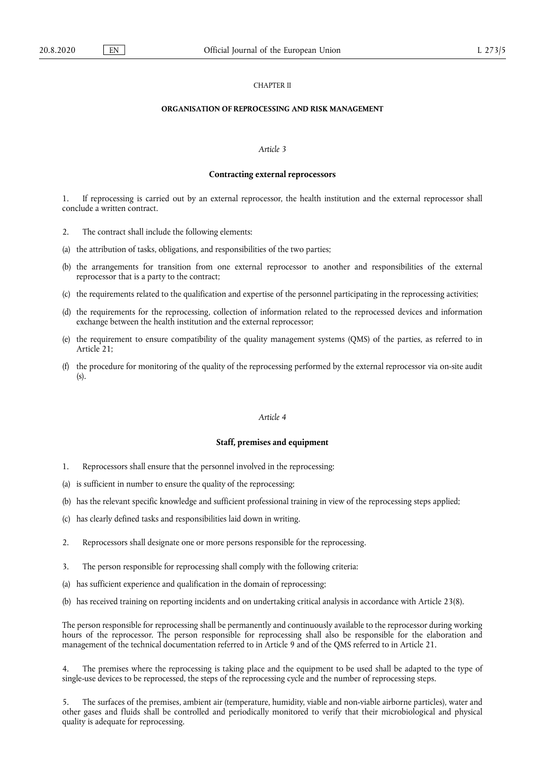## CHAPTER II

## ORGANISATION OF REPROCESSING AND RISK MANAGEMENT

### *Article 3*

### Contracting external reprocessors

1. If reprocessing is carried out by an external reprocessor, the health institution and the external reprocessor shall conclude a written contract.

2. The contract shall include the following elements:

(a) the attribution of tasks, obligations, and responsibilities of the two parties;

(b) the arrangements for transition from one external reprocessor to another and responsibilities of the external reprocessor that is a party to the contract;

(c) the requirements related to the qualification and expertise of the personnel participating in the reprocessing activities;

(d) the requirements for the reprocessing, collection of information related to the reprocessed devices and information exchange between the health institution and the external reprocessor;

(e) the requirement to ensure compatibility of the quality management systems (QMS) of the parties, as referred to in Article 21;

(f) the procedure for monitoring of the quality of the reprocessing performed by the external reprocessor via on-site audit (s).

### *Article 4*

### Staff, premises and equipment

1. Reprocessors shall ensure that the personnel involved in the reprocessing:

(a) is sufficient in number to ensure the quality of the reprocessing;

(b) has the relevant specific knowledge and sufficient professional training in view of the reprocessing steps applied;

(c) has clearly defined tasks and responsibilities laid down in writing.

2. Reprocessors shall designate one or more persons responsible for the reprocessing.

3. The person responsible for reprocessing shall comply with the following criteria:

(a) has sufficient experience and qualification in the domain of reprocessing;

(b) has received training on reporting incidents and on undertaking critical analysis in accordance with Article 23(8).

The person responsible for reprocessing shall be permanently and continuously available to the reprocessor during working hours of the reprocessor. The person responsible for reprocessing shall also be responsible for the elaboration and management of the technical documentation referred to in Article 9 and of the QMS referred to in Article 21.

4. The premises where the reprocessing is taking place and the equipment to be used shall be adapted to the type of single-use devices to be reprocessed, the steps of the reprocessing cycle and the number of reprocessing steps.

5. The surfaces of the premises, ambient air (temperature, humidity, viable and non-viable airborne particles), water and other gases and fluids shall be controlled and periodically monitored to verify that their microbiological and physical quality is adequate for reprocessing.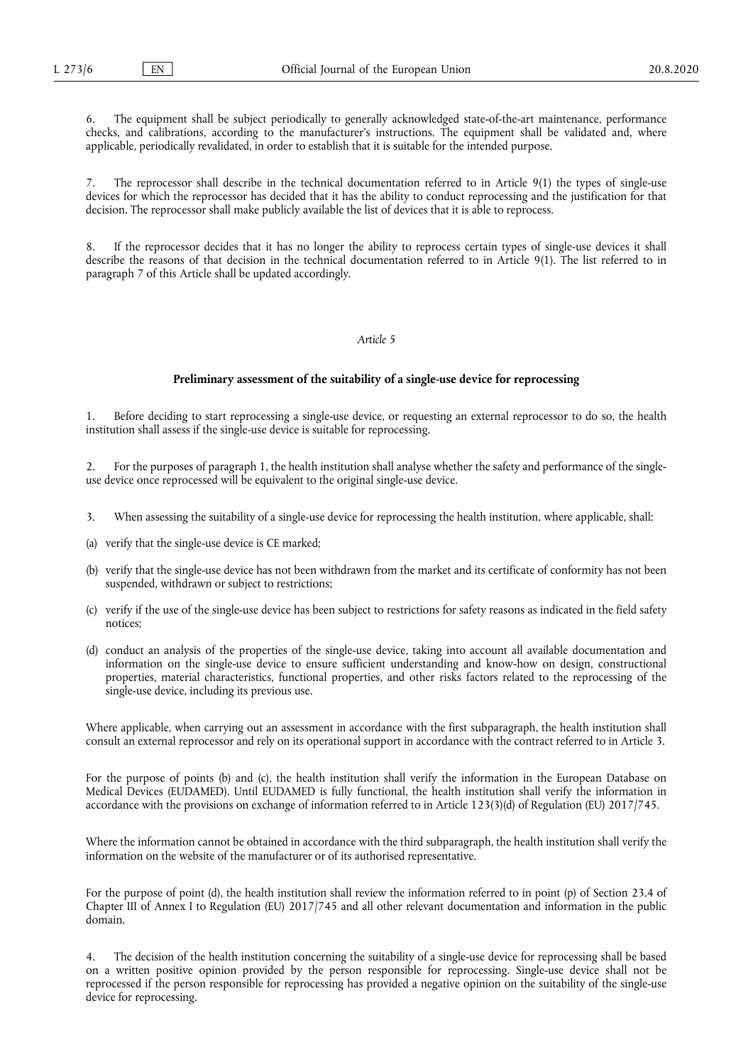6. The equipment shall be subject periodically to generally acknowledged state-of-the-art maintenance, performance checks, and calibrations, according to the manufacturer's instructions. The equipment shall be validated and, where applicable, periodically revalidated, in order to establish that it is suitable for the intended purpose.

7. The reprocessor shall describe in the technical documentation referred to in Article 9(1) the types of single-use devices for which the reprocessor has decided that it has the ability to conduct reprocessing and the justification for that decision. The reprocessor shall make publicly available the list of devices that it is able to reprocess.

8. If the reprocessor decides that it has no longer the ability to reprocess certain types of single-use devices it shall describe the reasons of that decision in the technical documentation referred to in Article 9(1). The list referred to in paragraph 7 of this Article shall be updated accordingly.

*Article 5*

**Preliminary assessment of the suitability of a single-use device for reprocessing**

1. Before deciding to start reprocessing a single-use device, or requesting an external reprocessor to do so, the health institution shall assess if the single-use device is suitable for reprocessing.

2. For the purposes of paragraph 1, the health institution shall analyse whether the safety and performance of the single-use device once reprocessed will be equivalent to the original single-use device.

3. When assessing the suitability of a single-use device for reprocessing the health institution, where applicable, shall:

(a) verify that the single-use device is CE marked;

(b) verify that the single-use device has not been withdrawn from the market and its certificate of conformity has not been suspended, withdrawn or subject to restrictions;

(c) verify if the use of the single-use device has been subject to restrictions for safety reasons as indicated in the field safety notices;

(d) conduct an analysis of the properties of the single-use device, taking into account all available documentation and information on the single-use device to ensure sufficient understanding and know-how on design, constructional properties, material characteristics, functional properties, and other risks factors related to the reprocessing of the single-use device, including its previous use.

Where applicable, when carrying out an assessment in accordance with the first subparagraph, the health institution shall consult an external reprocessor and rely on its operational support in accordance with the contract referred to in Article 3.

For the purpose of points (b) and (c), the health institution shall verify the information in the European Database on Medical Devices (EUDAMED). Until EUDAMED is fully functional, the health institution shall verify the information in accordance with the provisions on exchange of information referred to in Article 123(3)(d) of Regulation (EU) 2017/745.

Where the information cannot be obtained in accordance with the third subparagraph, the health institution shall verify the information on the website of the manufacturer or of its authorised representative.

For the purpose of point (d), the health institution shall review the information referred to in point (p) of Section 23.4 of Chapter III of Annex I to Regulation (EU) 2017/745 and all other relevant documentation and information in the public domain.

4. The decision of the health institution concerning the suitability of a single-use device for reprocessing shall be based on a written positive opinion provided by the person responsible for reprocessing. Single-use device shall not be reprocessed if the person responsible for reprocessing has provided a negative opinion on the suitability of the single-use device for reprocessing.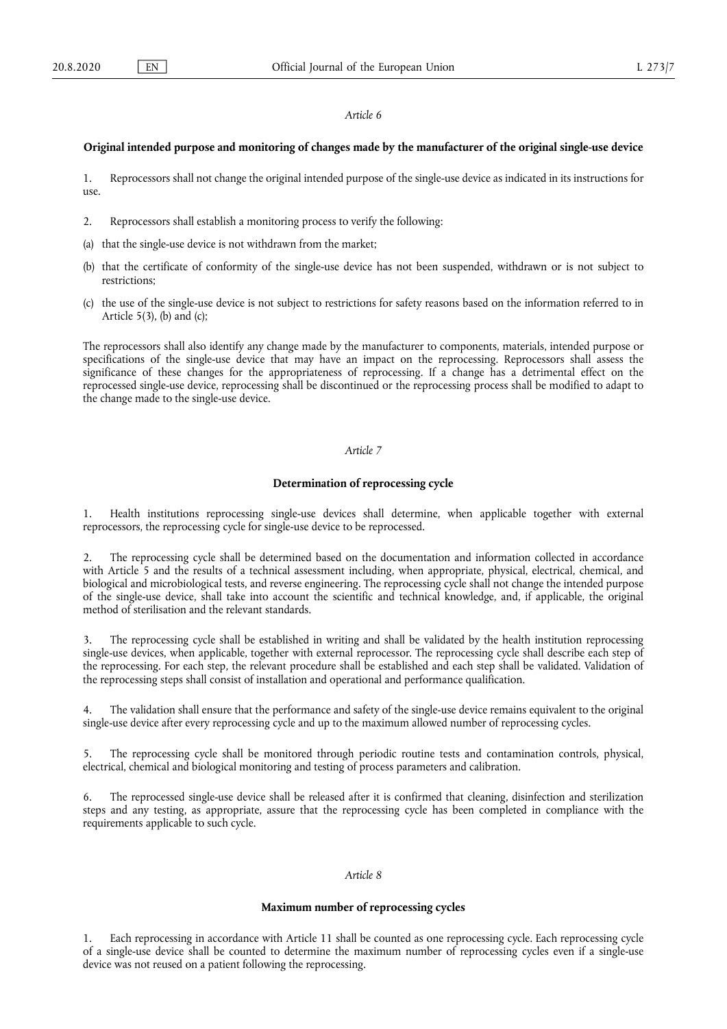*Article 6*

**Original intended purpose and monitoring of changes made by the manufacturer of the original single-use device**

1. Reprocessors shall not change the original intended purpose of the single-use device as indicated in its instructions for use.

2. Reprocessors shall establish a monitoring process to verify the following:

(a) that the single-use device is not withdrawn from the market;

(b) that the certificate of conformity of the single-use device has not been suspended, withdrawn or is not subject to restrictions;

(c) the use of the single-use device is not subject to restrictions for safety reasons based on the information referred to in Article 5(3), (b) and (c);

The reprocessors shall also identify any change made by the manufacturer to components, materials, intended purpose or specifications of the single-use device that may have an impact on the reprocessing. Reprocessors shall assess the significance of these changes for the appropriateness of reprocessing. If a change has a detrimental effect on the reprocessed single-use device, reprocessing shall be discontinued or the reprocessing process shall be modified to adapt to the change made to the single-use device.

*Article 7*

**Determination of reprocessing cycle**

1. Health institutions reprocessing single-use devices shall determine, when applicable together with external reprocessors, the reprocessing cycle for single-use device to be reprocessed.

2. The reprocessing cycle shall be determined based on the documentation and information collected in accordance with Article 5 and the results of a technical assessment including, when appropriate, physical, electrical, chemical, and biological and microbiological tests, and reverse engineering. The reprocessing cycle shall not change the intended purpose of the single-use device, shall take into account the scientific and technical knowledge, and, if applicable, the original method of sterilisation and the relevant standards.

3. The reprocessing cycle shall be established in writing and shall be validated by the health institution reprocessing single-use devices, when applicable, together with external reprocessor. The reprocessing cycle shall describe each step of the reprocessing. For each step, the relevant procedure shall be established and each step shall be validated. Validation of the reprocessing steps shall consist of installation and operational and performance qualification.

4. The validation shall ensure that the performance and safety of the single-use device remains equivalent to the original single-use device after every reprocessing cycle and up to the maximum allowed number of reprocessing cycles.

5. The reprocessing cycle shall be monitored through periodic routine tests and contamination controls, physical, electrical, chemical and biological monitoring and testing of process parameters and calibration.

6. The reprocessed single-use device shall be released after it is confirmed that cleaning, disinfection and sterilization steps and any testing, as appropriate, assure that the reprocessing cycle has been completed in compliance with the requirements applicable to such cycle.

*Article 8*

**Maximum number of reprocessing cycles**

1. Each reprocessing in accordance with Article 11 shall be counted as one reprocessing cycle. Each reprocessing cycle of a single-use device shall be counted to determine the maximum number of reprocessing cycles even if a single-use device was not reused on a patient following the reprocessing.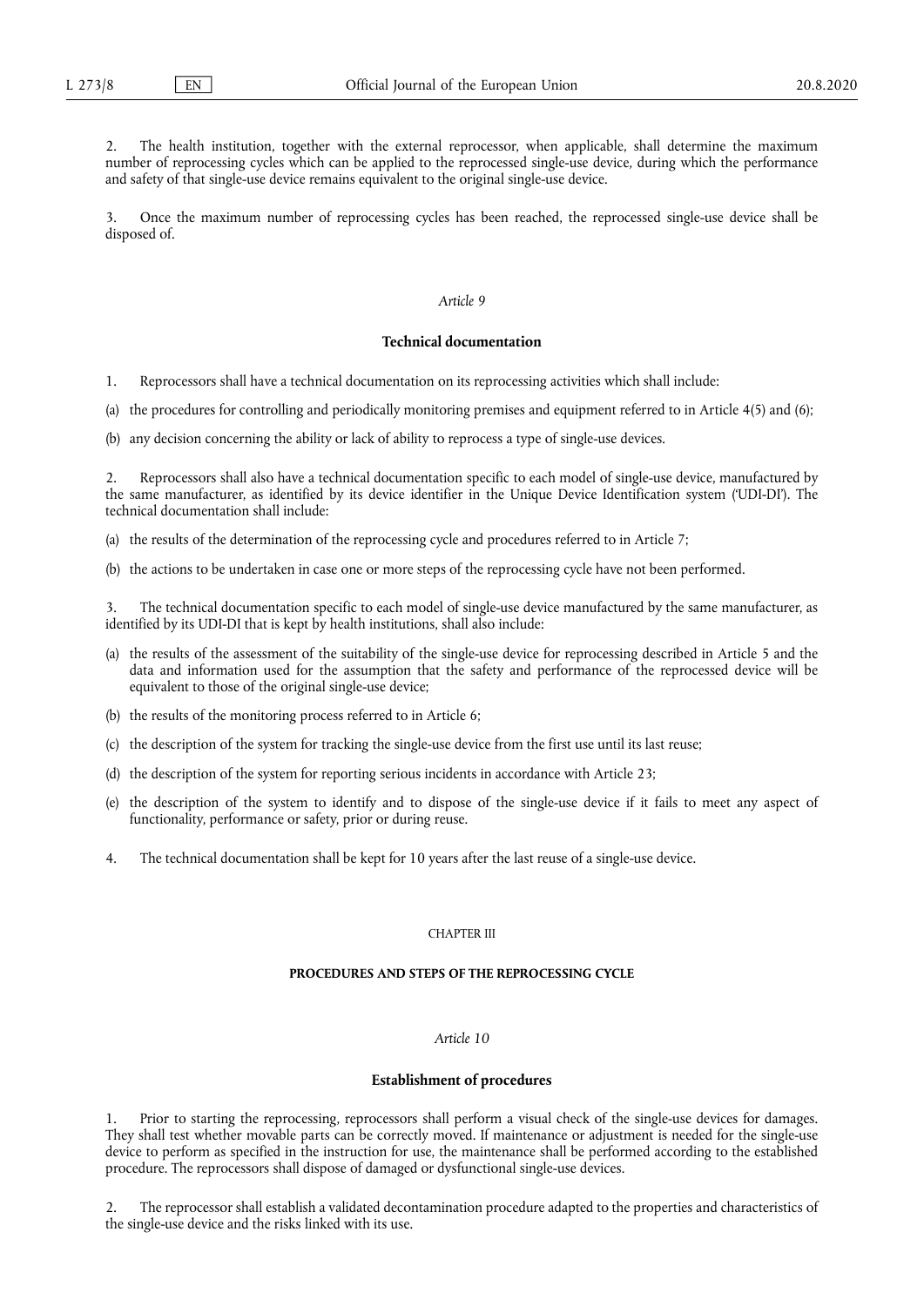2. The health institution, together with the external reprocessor, when applicable, shall determine the maximum number of reprocessing cycles which can be applied to the reprocessed single-use device, during which the performance and safety of that single-use device remains equivalent to the original single-use device.

3. Once the maximum number of reprocessing cycles has been reached, the reprocessed single-use device shall be disposed of.

*Article 9*

**Technical documentation**

1. Reprocessors shall have a technical documentation on its reprocessing activities which shall include:

(a) the procedures for controlling and periodically monitoring premises and equipment referred to in Article 4(5) and (6);

(b) any decision concerning the ability or lack of ability to reprocess a type of single-use devices.

2. Reprocessors shall also have a technical documentation specific to each model of single-use device, manufactured by the same manufacturer, as identified by its device identifier in the Unique Device Identification system ('UDI-DI'). The technical documentation shall include:

(a) the results of the determination of the reprocessing cycle and procedures referred to in Article 7;

(b) the actions to be undertaken in case one or more steps of the reprocessing cycle have not been performed.

3. The technical documentation specific to each model of single-use device manufactured by the same manufacturer, as identified by its UDI-DI that is kept by health institutions, shall also include:

(a) the results of the assessment of the suitability of the single-use device for reprocessing described in Article 5 and the data and information used for the assumption that the safety and performance of the reprocessed device will be equivalent to those of the original single-use device;

(b) the results of the monitoring process referred to in Article 6;

(c) the description of the system for tracking the single-use device from the first use until its last reuse;

(d) the description of the system for reporting serious incidents in accordance with Article 23;

(e) the description of the system to identify and to dispose of the single-use device if it fails to meet any aspect of functionality, performance or safety, prior or during reuse.

4. The technical documentation shall be kept for 10 years after the last reuse of a single-use device.

CHAPTER III

**PROCEDURES AND STEPS OF THE REPROCESSING CYCLE**

*Article 10*

**Establishment of procedures**

1. Prior to starting the reprocessing, reprocessors shall perform a visual check of the single-use devices for damages. They shall test whether movable parts can be correctly moved. If maintenance or adjustment is needed for the single-use device to perform as specified in the instruction for use, the maintenance shall be performed according to the established procedure. The reprocessors shall dispose of damaged or dysfunctional single-use devices.

2. The reprocessor shall establish a validated decontamination procedure adapted to the properties and characteristics of the single-use device and the risks linked with its use.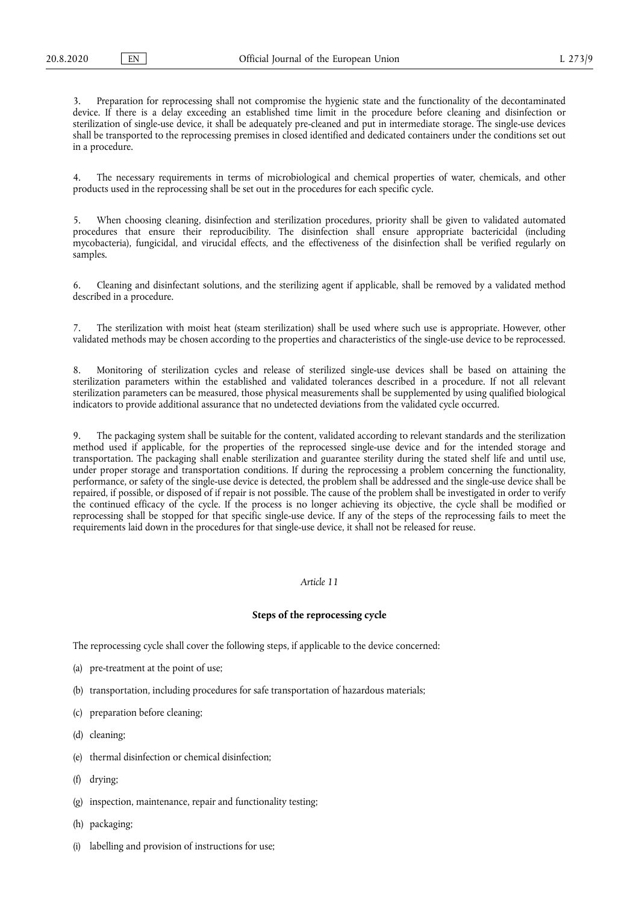3. Preparation for reprocessing shall not compromise the hygienic state and the functionality of the decontaminated device. If there is a delay exceeding an established time limit in the procedure before cleaning and disinfection or sterilization of single-use device, it shall be adequately pre-cleaned and put in intermediate storage. The single-use devices shall be transported to the reprocessing premises in closed identified and dedicated containers under the conditions set out in a procedure.

4. The necessary requirements in terms of microbiological and chemical properties of water, chemicals, and other products used in the reprocessing shall be set out in the procedures for each specific cycle.

5. When choosing cleaning, disinfection and sterilization procedures, priority shall be given to validated automated procedures that ensure their reproducibility. The disinfection shall ensure appropriate bactericidal (including mycobacteria), fungicidal, and virucidal effects, and the effectiveness of the disinfection shall be verified regularly on samples.

6. Cleaning and disinfectant solutions, and the sterilizing agent if applicable, shall be removed by a validated method described in a procedure.

7. The sterilization with moist heat (steam sterilization) shall be used where such use is appropriate. However, other validated methods may be chosen according to the properties and characteristics of the single-use device to be reprocessed.

8. Monitoring of sterilization cycles and release of sterilized single-use devices shall be based on attaining the sterilization parameters within the established and validated tolerances described in a procedure. If not all relevant sterilization parameters can be measured, those physical measurements shall be supplemented by using qualified biological indicators to provide additional assurance that no undetected deviations from the validated cycle occurred.

9. The packaging system shall be suitable for the content, validated according to relevant standards and the sterilization method used if applicable, for the properties of the reprocessed single-use device and for the intended storage and transportation. The packaging shall enable sterilization and guarantee sterility during the stated shelf life and until use, under proper storage and transportation conditions. If during the reprocessing a problem concerning the functionality, performance, or safety of the single-use device is detected, the problem shall be addressed and the single-use device shall be repaired, if possible, or disposed of if repair is not possible. The cause of the problem shall be investigated in order to verify the continued efficacy of the cycle. If the process is no longer achieving its objective, the cycle shall be modified or reprocessing shall be stopped for that specific single-use device. If any of the steps of the reprocessing fails to meet the requirements laid down in the procedures for that single-use device, it shall not be released for reuse.

*Article 11*

**Steps of the reprocessing cycle**

The reprocessing cycle shall cover the following steps, if applicable to the device concerned:

(a) pre-treatment at the point of use;

(b) transportation, including procedures for safe transportation of hazardous materials;

(c) preparation before cleaning;

(d) cleaning;

(e) thermal disinfection or chemical disinfection;

(f) drying;

(g) inspection, maintenance, repair and functionality testing;

(h) packaging;

(i) labelling and provision of instructions for use;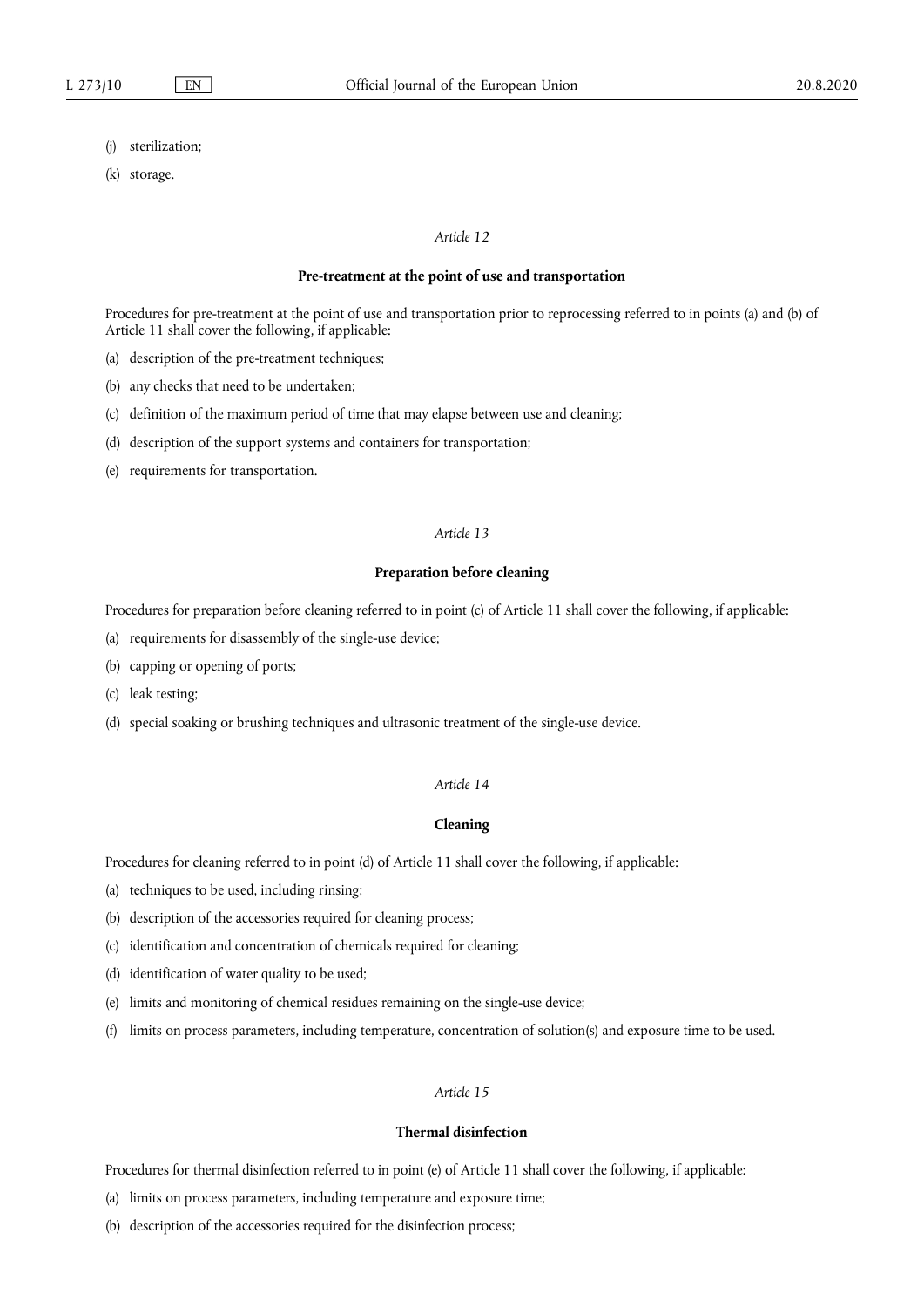(j) sterilization;

(k) storage.

*Article 12*

**Pre-treatment at the point of use and transportation**

Procedures for pre-treatment at the point of use and transportation prior to reprocessing referred to in points (a) and (b) of Article 11 shall cover the following, if applicable:

(a) description of the pre-treatment techniques;

(b) any checks that need to be undertaken;

(c) definition of the maximum period of time that may elapse between use and cleaning;

(d) description of the support systems and containers for transportation;

(e) requirements for transportation.

*Article 13*

**Preparation before cleaning**

Procedures for preparation before cleaning referred to in point (c) of Article 11 shall cover the following, if applicable:

(a) requirements for disassembly of the single-use device;

(b) capping or opening of ports;

(c) leak testing;

(d) special soaking or brushing techniques and ultrasonic treatment of the single-use device.

*Article 14*

**Cleaning**

Procedures for cleaning referred to in point (d) of Article 11 shall cover the following, if applicable:

(a) techniques to be used, including rinsing;

(b) description of the accessories required for cleaning process;

(c) identification and concentration of chemicals required for cleaning;

(d) identification of water quality to be used;

(e) limits and monitoring of chemical residues remaining on the single-use device;

(f) limits on process parameters, including temperature, concentration of solution(s) and exposure time to be used.

*Article 15*

**Thermal disinfection**

Procedures for thermal disinfection referred to in point (e) of Article 11 shall cover the following, if applicable:

(a) limits on process parameters, including temperature and exposure time;

(b) description of the accessories required for the disinfection process;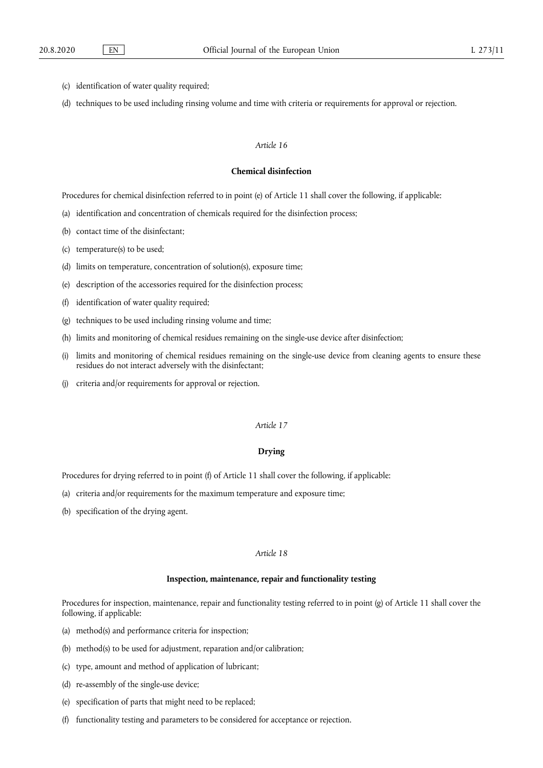(c) identification of water quality required;

(d) techniques to be used including rinsing volume and time with criteria or requirements for approval or rejection.

*Article 16*

**Chemical disinfection**

Procedures for chemical disinfection referred to in point (e) of Article 11 shall cover the following, if applicable:

(a) identification and concentration of chemicals required for the disinfection process;

(b) contact time of the disinfectant;

(c) temperature(s) to be used;

(d) limits on temperature, concentration of solution(s), exposure time;

(e) description of the accessories required for the disinfection process;

(f) identification of water quality required;

(g) techniques to be used including rinsing volume and time;

(h) limits and monitoring of chemical residues remaining on the single-use device after disinfection;

(i) limits and monitoring of chemical residues remaining on the single-use device from cleaning agents to ensure these residues do not interact adversely with the disinfectant;

(j) criteria and/or requirements for approval or rejection.

*Article 17*

**Drying**

Procedures for drying referred to in point (f) of Article 11 shall cover the following, if applicable:

(a) criteria and/or requirements for the maximum temperature and exposure time;

(b) specification of the drying agent.

*Article 18*

**Inspection, maintenance, repair and functionality testing**

Procedures for inspection, maintenance, repair and functionality testing referred to in point (g) of Article 11 shall cover the following, if applicable:

(a) method(s) and performance criteria for inspection;

(b) method(s) to be used for adjustment, reparation and/or calibration;

(c) type, amount and method of application of lubricant;

(d) re-assembly of the single-use device;

(e) specification of parts that might need to be replaced;

(f) functionality testing and parameters to be considered for acceptance or rejection.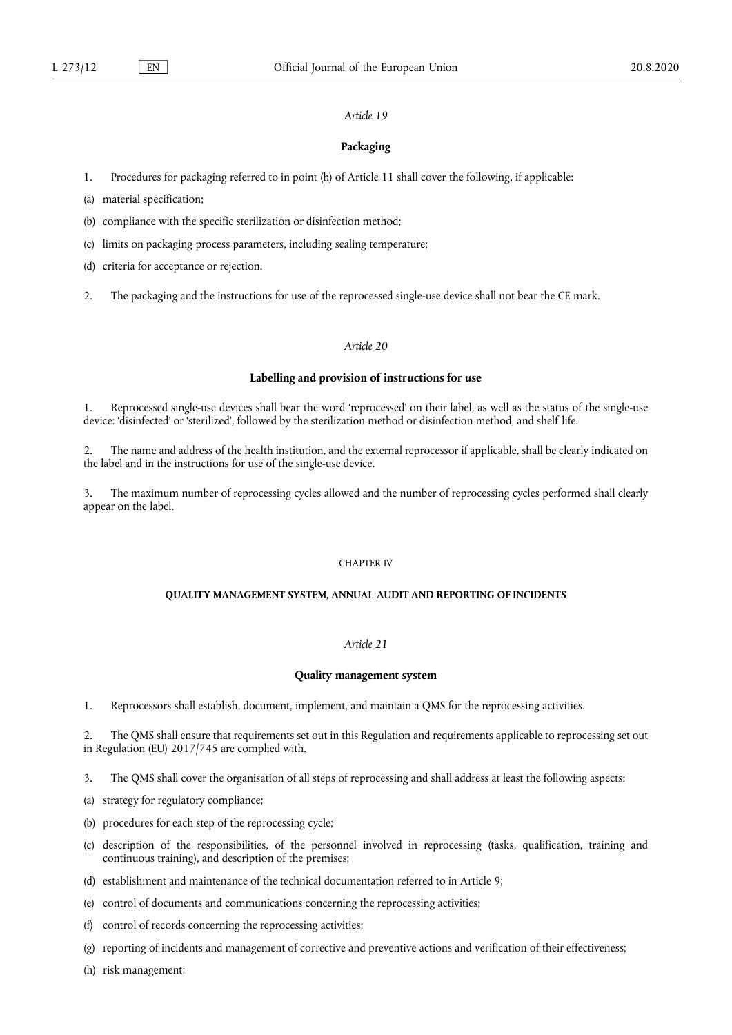*Article 19*

**Packaging**

1. Procedures for packaging referred to in point (h) of Article 11 shall cover the following, if applicable:

(a) material specification;

(b) compliance with the specific sterilization or disinfection method;

(c) limits on packaging process parameters, including sealing temperature;

(d) criteria for acceptance or rejection.

2. The packaging and the instructions for use of the reprocessed single-use device shall not bear the CE mark.

*Article 20*

**Labelling and provision of instructions for use**

1. Reprocessed single-use devices shall bear the word 'reprocessed' on their label, as well as the status of the single-use device: 'disinfected' or 'sterilized', followed by the sterilization method or disinfection method, and shelf life.

2. The name and address of the health institution, and the external reprocessor if applicable, shall be clearly indicated on the label and in the instructions for use of the single-use device.

3. The maximum number of reprocessing cycles allowed and the number of reprocessing cycles performed shall clearly appear on the label.

CHAPTER IV

**QUALITY MANAGEMENT SYSTEM, ANNUAL AUDIT AND REPORTING OF INCIDENTS**

*Article 21*

**Quality management system**

1. Reprocessors shall establish, document, implement, and maintain a QMS for the reprocessing activities.

2. The QMS shall ensure that requirements set out in this Regulation and requirements applicable to reprocessing set out in Regulation (EU) 2017/745 are complied with.

3. The QMS shall cover the organisation of all steps of reprocessing and shall address at least the following aspects:

(a) strategy for regulatory compliance;

(b) procedures for each step of the reprocessing cycle;

(c) description of the responsibilities, of the personnel involved in reprocessing (tasks, qualification, training and continuous training), and description of the premises;

(d) establishment and maintenance of the technical documentation referred to in Article 9;

(e) control of documents and communications concerning the reprocessing activities;

(f) control of records concerning the reprocessing activities;

(g) reporting of incidents and management of corrective and preventive actions and verification of their effectiveness;

(h) risk management;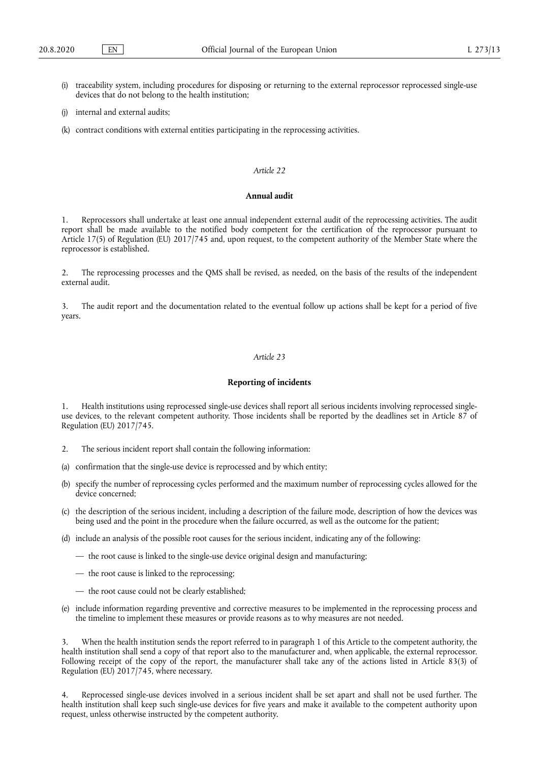(i) traceability system, including procedures for disposing or returning to the external reprocessor reprocessed single-use devices that do not belong to the health institution;

(j) internal and external audits;

(k) contract conditions with external entities participating in the reprocessing activities.

*Article 22*

**Annual audit**

1. Reprocessors shall undertake at least one annual independent external audit of the reprocessing activities. The audit report shall be made available to the notified body competent for the certification of the reprocessor pursuant to Article 17(5) of Regulation (EU) 2017/745 and, upon request, to the competent authority of the Member State where the reprocessor is established.

2. The reprocessing processes and the QMS shall be revised, as needed, on the basis of the results of the independent external audit.

3. The audit report and the documentation related to the eventual follow up actions shall be kept for a period of five years.

*Article 23*

**Reporting of incidents**

1. Health institutions using reprocessed single-use devices shall report all serious incidents involving reprocessed single-use devices, to the relevant competent authority. Those incidents shall be reported by the deadlines set in Article 87 of Regulation (EU) 2017/745.

2. The serious incident report shall contain the following information:

(a) confirmation that the single-use device is reprocessed and by which entity;

(b) specify the number of reprocessing cycles performed and the maximum number of reprocessing cycles allowed for the device concerned;

(c) the description of the serious incident, including a description of the failure mode, description of how the devices was being used and the point in the procedure when the failure occurred, as well as the outcome for the patient;

(d) include an analysis of the possible root causes for the serious incident, indicating any of the following:

— the root cause is linked to the single-use device original design and manufacturing;

— the root cause is linked to the reprocessing;

— the root cause could not be clearly established;

(e) include information regarding preventive and corrective measures to be implemented in the reprocessing process and the timeline to implement these measures or provide reasons as to why measures are not needed.

3. When the health institution sends the report referred to in paragraph 1 of this Article to the competent authority, the health institution shall send a copy of that report also to the manufacturer and, when applicable, the external reprocessor. Following receipt of the copy of the report, the manufacturer shall take any of the actions listed in Article 83(3) of Regulation (EU) 2017/745, where necessary.

4. Reprocessed single-use devices involved in a serious incident shall be set apart and shall not be used further. The health institution shall keep such single-use devices for five years and make it available to the competent authority upon request, unless otherwise instructed by the competent authority.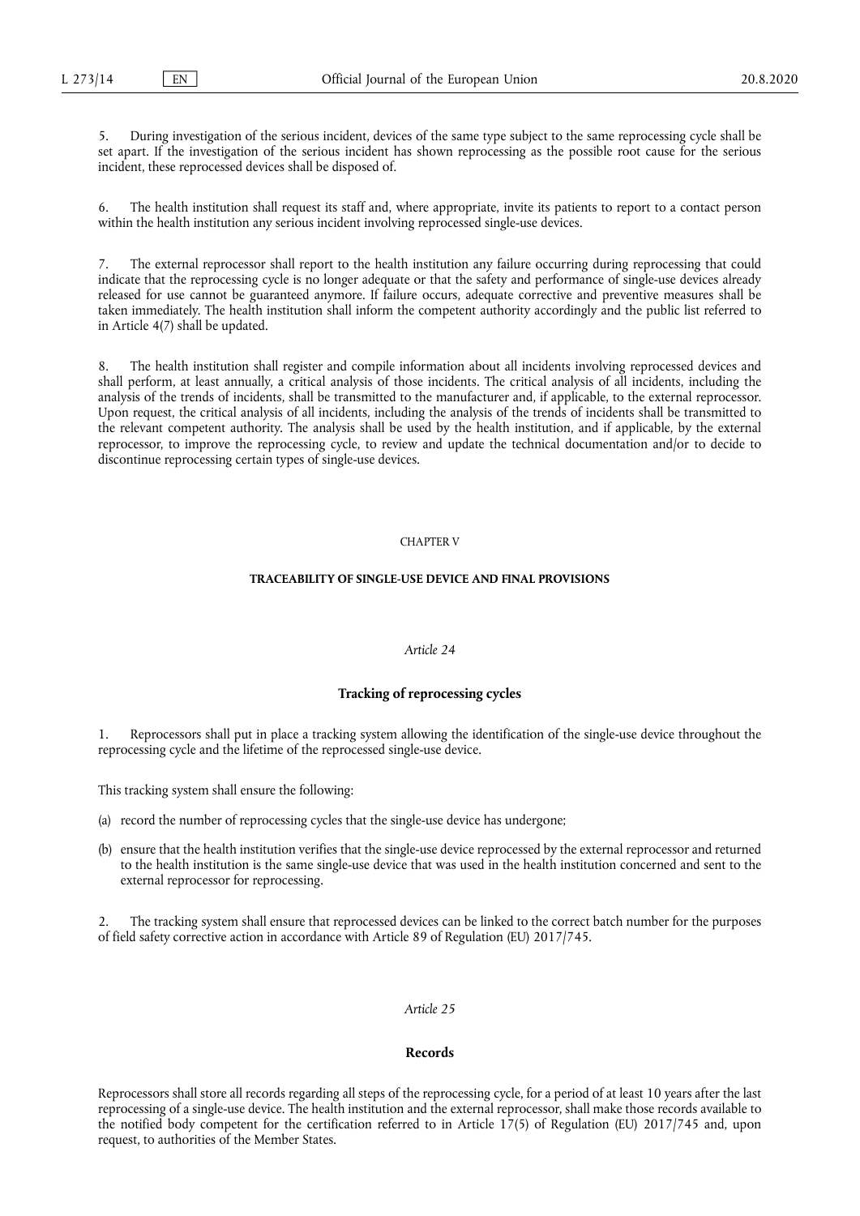5. During investigation of the serious incident, devices of the same type subject to the same reprocessing cycle shall be set apart. If the investigation of the serious incident has shown reprocessing as the possible root cause for the serious incident, these reprocessed devices shall be disposed of.

6. The health institution shall request its staff and, where appropriate, invite its patients to report to a contact person within the health institution any serious incident involving reprocessed single-use devices.

7. The external reprocessor shall report to the health institution any failure occurring during reprocessing that could indicate that the reprocessing cycle is no longer adequate or that the safety and performance of single-use devices already released for use cannot be guaranteed anymore. If failure occurs, adequate corrective and preventive measures shall be taken immediately. The health institution shall inform the competent authority accordingly and the public list referred to in Article 4(7) shall be updated.

8. The health institution shall register and compile information about all incidents involving reprocessed devices and shall perform, at least annually, a critical analysis of those incidents. The critical analysis of all incidents, including the analysis of the trends of incidents, shall be transmitted to the manufacturer and, if applicable, to the external reprocessor. Upon request, the critical analysis of all incidents, including the analysis of the trends of incidents shall be transmitted to the relevant competent authority. The analysis shall be used by the health institution, and if applicable, by the external reprocessor, to improve the reprocessing cycle, to review and update the technical documentation and/or to decide to discontinue reprocessing certain types of single-use devices.

## CHAPTER V

## TRACEABILITY OF SINGLE-USE DEVICE AND FINAL PROVISIONS

### *Article 24*

### Tracking of reprocessing cycles

1. Reprocessors shall put in place a tracking system allowing the identification of the single-use device throughout the reprocessing cycle and the lifetime of the reprocessed single-use device.

This tracking system shall ensure the following:

(a) record the number of reprocessing cycles that the single-use device has undergone;

(b) ensure that the health institution verifies that the single-use device reprocessed by the external reprocessor and returned to the health institution is the same single-use device that was used in the health institution concerned and sent to the external reprocessor for reprocessing.

2. The tracking system shall ensure that reprocessed devices can be linked to the correct batch number for the purposes of field safety corrective action in accordance with Article 89 of Regulation (EU) 2017/745.

### *Article 25*

### Records

Reprocessors shall store all records regarding all steps of the reprocessing cycle, for a period of at least 10 years after the last reprocessing of a single-use device. The health institution and the external reprocessor, shall make those records available to the notified body competent for the certification referred to in Article 17(5) of Regulation (EU) 2017/745 and, upon request, to authorities of the Member States.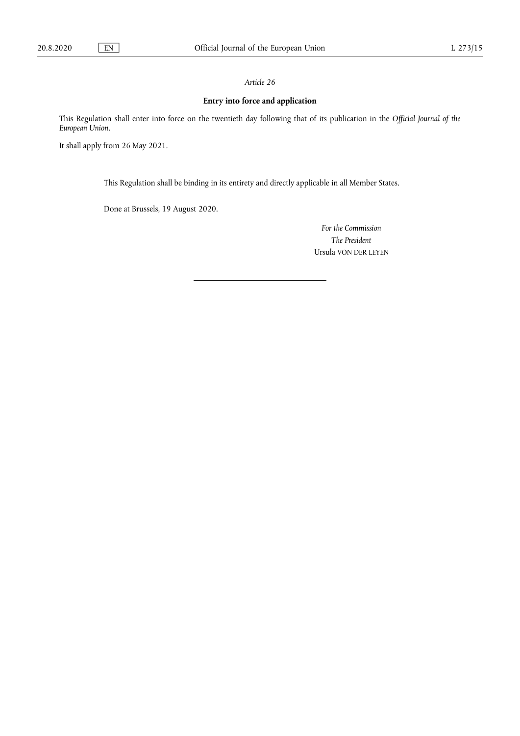*Article 26*

**Entry into force and application**

This Regulation shall enter into force on the twentieth day following that of its publication in the *Official Journal of the European Union*.

It shall apply from 26 May 2021.

This Regulation shall be binding in its entirety and directly applicable in all Member States.

Done at Brussels, 19 August 2020.

*For the Commission*

*The President*

Ursula VON DER LEYEN